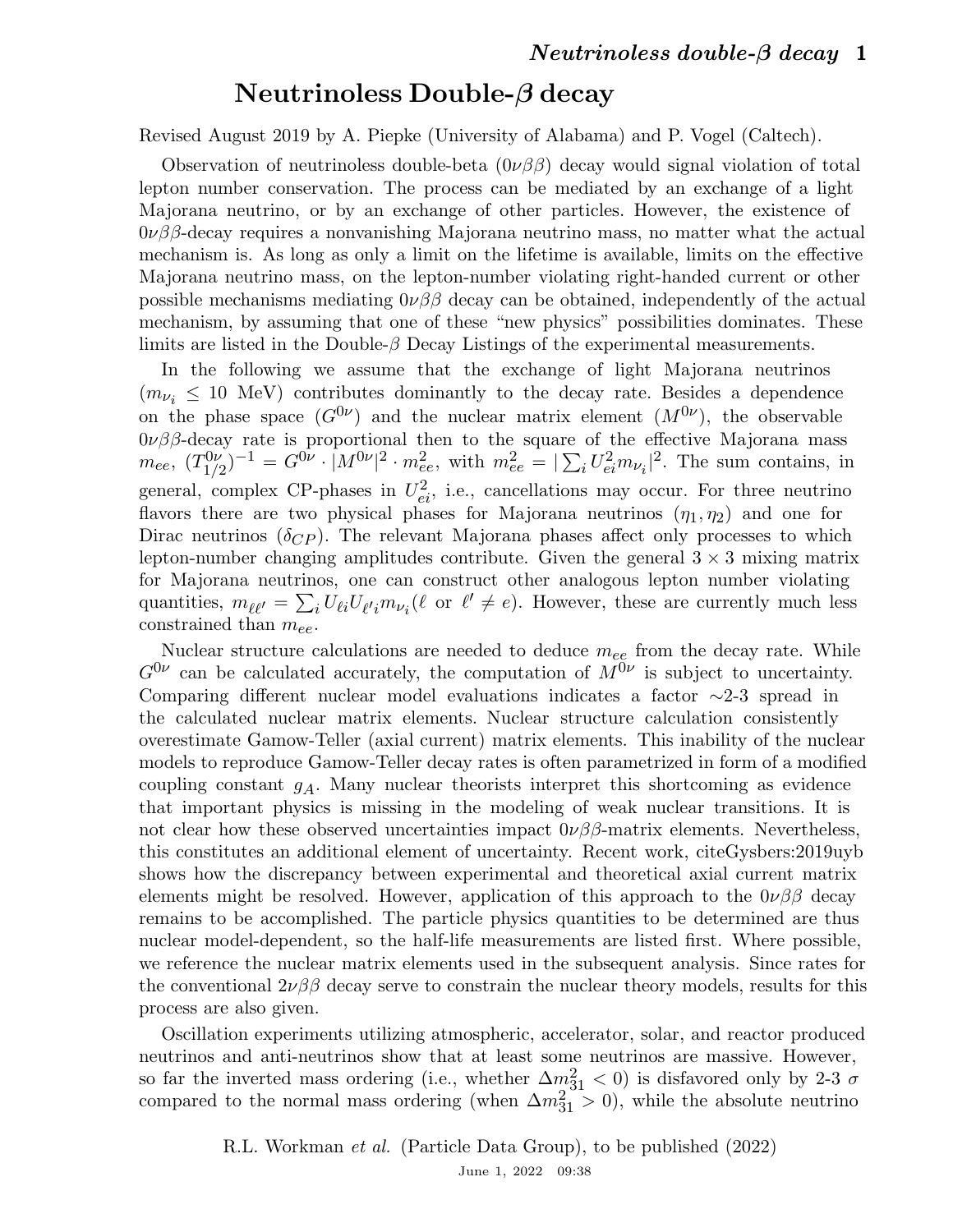# Neutrinoless Double-$\beta$ decay

Revised August 2019 by A. Piepke (University of Alabama) and P. Vogel (Caltech).

Observation of neutrinoless double-beta ($0\nu\beta\beta$) decay would signal violation of total lepton number conservation. The process can be mediated by an exchange of a light Majorana neutrino, or by an exchange of other particles. However, the existence of $0\nu\beta\beta$-decay requires a nonvanishing Majorana neutrino mass, no matter what the actual mechanism is. As long as only a limit on the lifetime is available, limits on the effective Majorana neutrino mass, on the lepton-number violating right-handed current or other possible mechanisms mediating $0\nu\beta\beta$ decay can be obtained, independently of the actual mechanism, by assuming that one of these "new physics" possibilities dominates. These limits are listed in the Double-$\beta$ Decay Listings of the experimental measurements.

In the following we assume that the exchange of light Majorana neutrinos ($m_{\nu_i} \leq 10$ MeV) contributes dominantly to the decay rate. Besides a dependence on the phase space ($G^{0\nu}$) and the nuclear matrix element ($M^{0\nu}$), the observable $0\nu\beta\beta$-decay rate is proportional then to the square of the effective Majorana mass $m_{ee}$, $(T^{0\nu}_{1/2})^{-1} = G^{0\nu} \cdot |M^{0\nu}|^2 \cdot m^2_{ee}$, with $m^2_{ee} = |\sum_i U^2_{ei} m_{\nu_i}|^2$. The sum contains, in general, complex CP-phases in $U^2_{ei}$, i.e., cancellations may occur. For three neutrino flavors there are two physical phases for Majorana neutrinos ($\eta_1, \eta_2$) and one for Dirac neutrinos ($\delta_{CP}$). The relevant Majorana phases affect only processes to which lepton-number changing amplitudes contribute. Given the general $3 \times 3$ mixing matrix for Majorana neutrinos, one can construct other analogous lepton number violating quantities, $m_{\ell\ell'} = \sum_i U_{\ell i} U_{\ell' i} m_{\nu_i}$($\ell$ or $\ell' \neq e$). However, these are currently much less constrained than $m_{ee}$.

Nuclear structure calculations are needed to deduce $m_{ee}$ from the decay rate. While $G^{0\nu}$ can be calculated accurately, the computation of $M^{0\nu}$ is subject to uncertainty. Comparing different nuclear model evaluations indicates a factor ~2-3 spread in the calculated nuclear matrix elements. Nuclear structure calculation consistently overestimate Gamow-Teller (axial current) matrix elements. This inability of the nuclear models to reproduce Gamow-Teller decay rates is often parametrized in form of a modified coupling constant $g_A$. Many nuclear theorists interpret this shortcoming as evidence that important physics is missing in the modeling of weak nuclear transitions. It is not clear how these observed uncertainties impact $0\nu\beta\beta$-matrix elements. Nevertheless, this constitutes an additional element of uncertainty. Recent work, citeGysbers:2019uyb shows how the discrepancy between experimental and theoretical axial current matrix elements might be resolved. However, application of this approach to the $0\nu\beta\beta$ decay remains to be accomplished. The particle physics quantities to be determined are thus nuclear model-dependent, so the half-life measurements are listed first. Where possible, we reference the nuclear matrix elements used in the subsequent analysis. Since rates for the conventional $2\nu\beta\beta$ decay serve to constrain the nuclear theory models, results for this process are also given.

Oscillation experiments utilizing atmospheric, accelerator, solar, and reactor produced neutrinos and anti-neutrinos show that at least some neutrinos are massive. However, so far the inverted mass ordering (i.e., whether $\Delta m^2_{31} < 0$) is disfavored only by 2-3 $\sigma$ compared to the normal mass ordering (when $\Delta m^2_{31} > 0$), while the absolute neutrino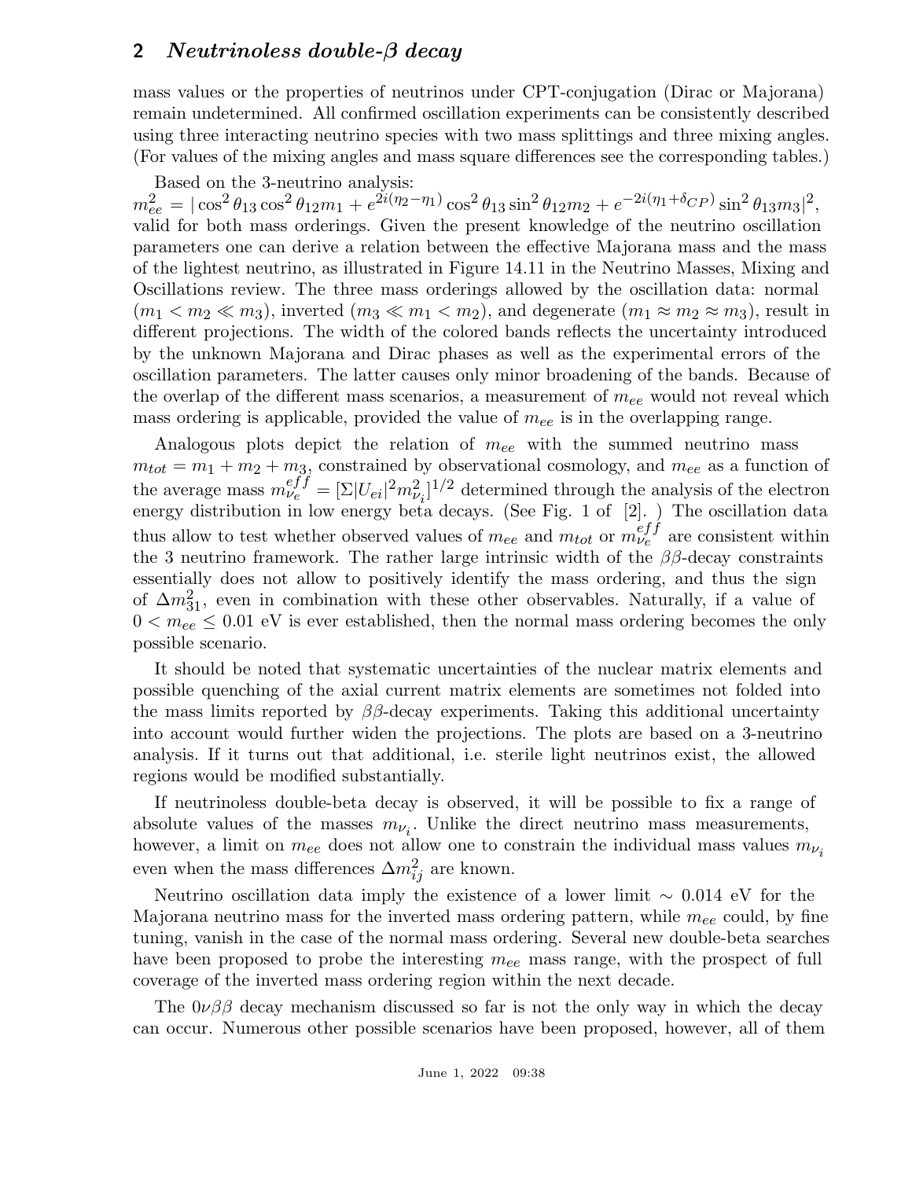mass values or the properties of neutrinos under CPT-conjugation (Dirac or Majorana) remain undetermined. All confirmed oscillation experiments can be consistently described using three interacting neutrino species with two mass splittings and three mixing angles. (For values of the mixing angles and mass square differences see the corresponding tables.)

Based on the 3-neutrino analysis:
$m_{ee}^2 = |\cos^2\theta_{13}\cos^2\theta_{12} m_1 + e^{2i(\eta_2-\eta_1)}\cos^2\theta_{13}\sin^2\theta_{12} m_2 + e^{-2i(\eta_1+\delta_{CP})}\sin^2\theta_{13} m_3|^2$, valid for both mass orderings. Given the present knowledge of the neutrino oscillation parameters one can derive a relation between the effective Majorana mass and the mass of the lightest neutrino, as illustrated in Figure 14.11 in the Neutrino Masses, Mixing and Oscillations review. The three mass orderings allowed by the oscillation data: normal ($m_1 < m_2 \ll m_3$), inverted ($m_3 \ll m_1 < m_2$), and degenerate ($m_1 \approx m_2 \approx m_3$), result in different projections. The width of the colored bands reflects the uncertainty introduced by the unknown Majorana and Dirac phases as well as the experimental errors of the oscillation parameters. The latter causes only minor broadening of the bands. Because of the overlap of the different mass scenarios, a measurement of $m_{ee}$ would not reveal which mass ordering is applicable, provided the value of $m_{ee}$ is in the overlapping range.

Analogous plots depict the relation of $m_{ee}$ with the summed neutrino mass $m_{tot} = m_1 + m_2 + m_3$, constrained by observational cosmology, and $m_{ee}$ as a function of the average mass $m_{\nu_e}^{eff} = [\Sigma|U_{ei}|^2 m_{\nu_i}^2]^{1/2}$ determined through the analysis of the electron energy distribution in low energy beta decays. (See Fig. 1 of [2]. ) The oscillation data thus allow to test whether observed values of $m_{ee}$ and $m_{tot}$ or $m_{\nu_e}^{eff}$ are consistent within the 3 neutrino framework. The rather large intrinsic width of the $\beta\beta$-decay constraints essentially does not allow to positively identify the mass ordering, and thus the sign of $\Delta m_{31}^2$, even in combination with these other observables. Naturally, if a value of $0 < m_{ee} \leq 0.01$ eV is ever established, then the normal mass ordering becomes the only possible scenario.

It should be noted that systematic uncertainties of the nuclear matrix elements and possible quenching of the axial current matrix elements are sometimes not folded into the mass limits reported by $\beta\beta$-decay experiments. Taking this additional uncertainty into account would further widen the projections. The plots are based on a 3-neutrino analysis. If it turns out that additional, i.e. sterile light neutrinos exist, the allowed regions would be modified substantially.

If neutrinoless double-beta decay is observed, it will be possible to fix a range of absolute values of the masses $m_{\nu_i}$. Unlike the direct neutrino mass measurements, however, a limit on $m_{ee}$ does not allow one to constrain the individual mass values $m_{\nu_i}$ even when the mass differences $\Delta m_{ij}^2$ are known.

Neutrino oscillation data imply the existence of a lower limit $\sim 0.014$ eV for the Majorana neutrino mass for the inverted mass ordering pattern, while $m_{ee}$ could, by fine tuning, vanish in the case of the normal mass ordering. Several new double-beta searches have been proposed to probe the interesting $m_{ee}$ mass range, with the prospect of full coverage of the inverted mass ordering region within the next decade.

The $0\nu\beta\beta$ decay mechanism discussed so far is not the only way in which the decay can occur. Numerous other possible scenarios have been proposed, however, all of them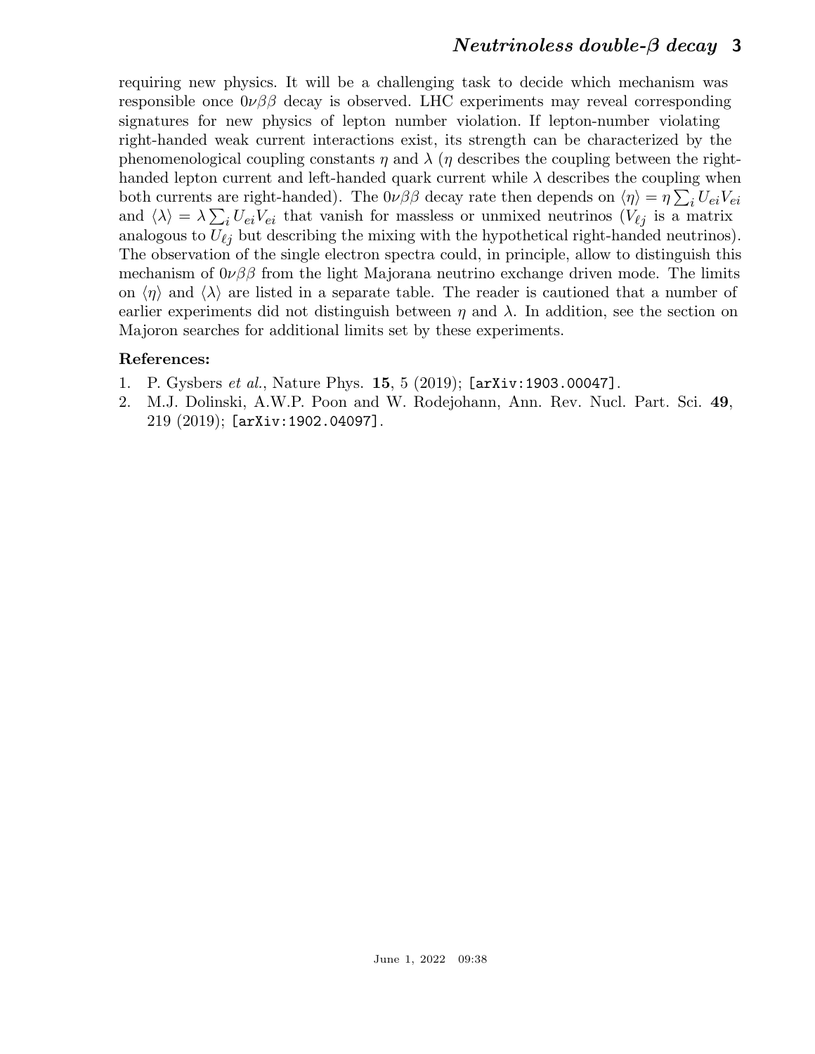requiring new physics. It will be a challenging task to decide which mechanism was responsible once $0\nu\beta\beta$ decay is observed. LHC experiments may reveal corresponding signatures for new physics of lepton number violation. If lepton-number violating right-handed weak current interactions exist, its strength can be characterized by the phenomenological coupling constants $\eta$ and $\lambda$ ($\eta$ describes the coupling between the right-handed lepton current and left-handed quark current while $\lambda$ describes the coupling when both currents are right-handed). The $0\nu\beta\beta$ decay rate then depends on $\langle\eta\rangle = \eta \sum_i U_{ei} V_{ei}$ and $\langle\lambda\rangle = \lambda \sum_i U_{ei} V_{ei}$ that vanish for massless or unmixed neutrinos ($V_{\ell j}$ is a matrix analogous to $U_{\ell j}$ but describing the mixing with the hypothetical right-handed neutrinos). The observation of the single electron spectra could, in principle, allow to distinguish this mechanism of $0\nu\beta\beta$ from the light Majorana neutrino exchange driven mode. The limits on $\langle\eta\rangle$ and $\langle\lambda\rangle$ are listed in a separate table. The reader is cautioned that a number of earlier experiments did not distinguish between $\eta$ and $\lambda$. In addition, see the section on Majoron searches for additional limits set by these experiments.

**References:**

1. P. Gysbers *et al.*, Nature Phys. **15**, 5 (2019); [arXiv:1903.00047].
2. M.J. Dolinski, A.W.P. Poon and W. Rodejohann, Ann. Rev. Nucl. Part. Sci. **49**, 219 (2019); [arXiv:1902.04097].